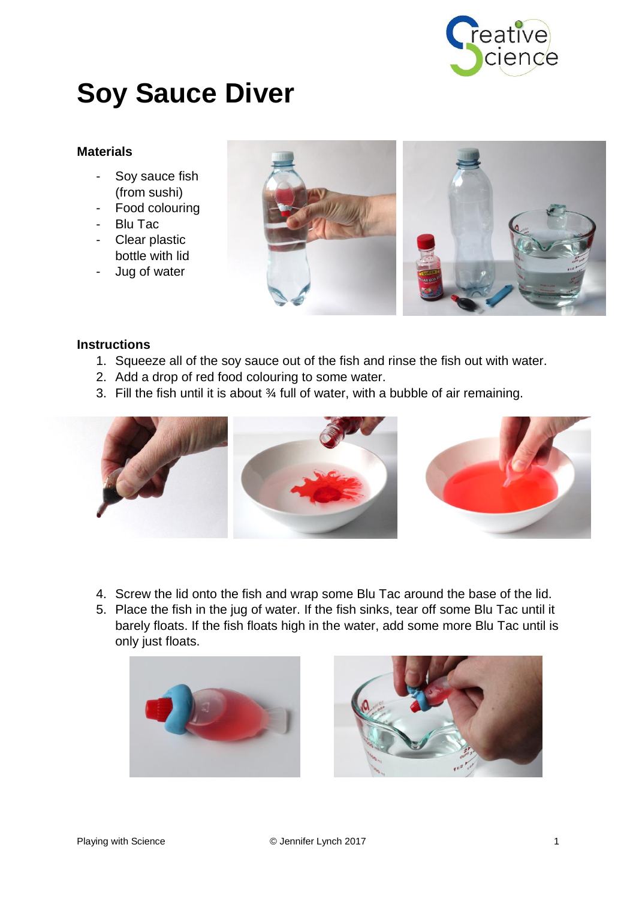# Soy Sauce Diver

### Materials

- Soy sauce fish (from sushi)
- Food colouring
- Blu Tac
- Clear plastic bottle with lid
- Jug of water

### Instructions

1. Squeeze all of the soy sauce out of the fish and rinse the fish out with water.
2. Add a drop of red food colouring to some water.
3. Fill the fish until it is about ¾ full of water, with a bubble of air remaining.
4. Screw the lid onto the fish and wrap some Blu Tac around the base of the lid.
5. Place the fish in the jug of water. If the fish sinks, tear off some Blu Tac until it barely floats. If the fish floats high in the water, add some more Blu Tac until is only just floats.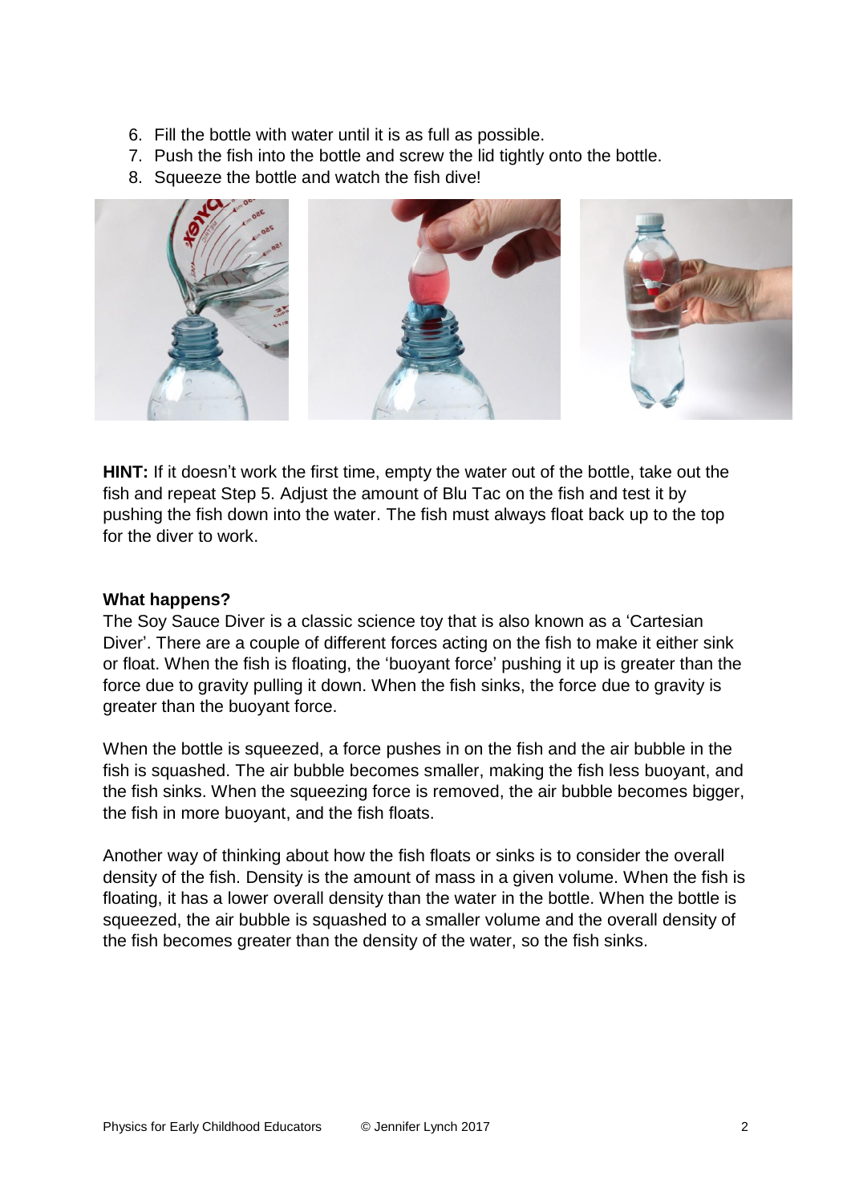6. Fill the bottle with water until it is as full as possible.
7. Push the fish into the bottle and screw the lid tightly onto the bottle.
8. Squeeze the bottle and watch the fish dive!

**HINT:** If it doesn't work the first time, empty the water out of the bottle, take out the fish and repeat Step 5. Adjust the amount of Blu Tac on the fish and test it by pushing the fish down into the water. The fish must always float back up to the top for the diver to work.

**What happens?**

The Soy Sauce Diver is a classic science toy that is also known as a 'Cartesian Diver'. There are a couple of different forces acting on the fish to make it either sink or float. When the fish is floating, the 'buoyant force' pushing it up is greater than the force due to gravity pulling it down. When the fish sinks, the force due to gravity is greater than the buoyant force.

When the bottle is squeezed, a force pushes in on the fish and the air bubble in the fish is squashed. The air bubble becomes smaller, making the fish less buoyant, and the fish sinks. When the squeezing force is removed, the air bubble becomes bigger, the fish in more buoyant, and the fish floats.

Another way of thinking about how the fish floats or sinks is to consider the overall density of the fish. Density is the amount of mass in a given volume. When the fish is floating, it has a lower overall density than the water in the bottle. When the bottle is squeezed, the air bubble is squashed to a smaller volume and the overall density of the fish becomes greater than the density of the water, so the fish sinks.